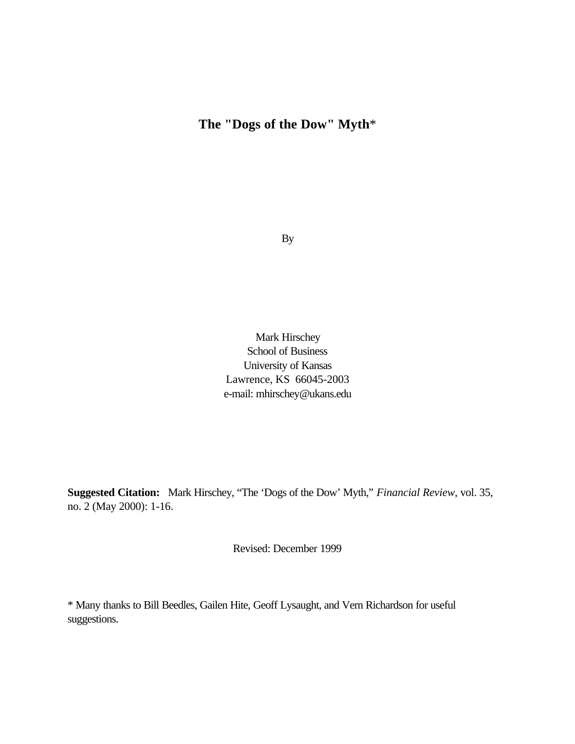# The "Dogs of the Dow" Myth*

By

Mark Hirschey
School of Business
University of Kansas
Lawrence, KS 66045-2003
e-mail: mhirschey@ukans.edu

**Suggested Citation:** Mark Hirschey, "The 'Dogs of the Dow' Myth," *Financial Review*, vol. 35, no. 2 (May 2000): 1-16.

Revised: December 1999

\* Many thanks to Bill Beedles, Gailen Hite, Geoff Lysaught, and Vern Richardson for useful suggestions.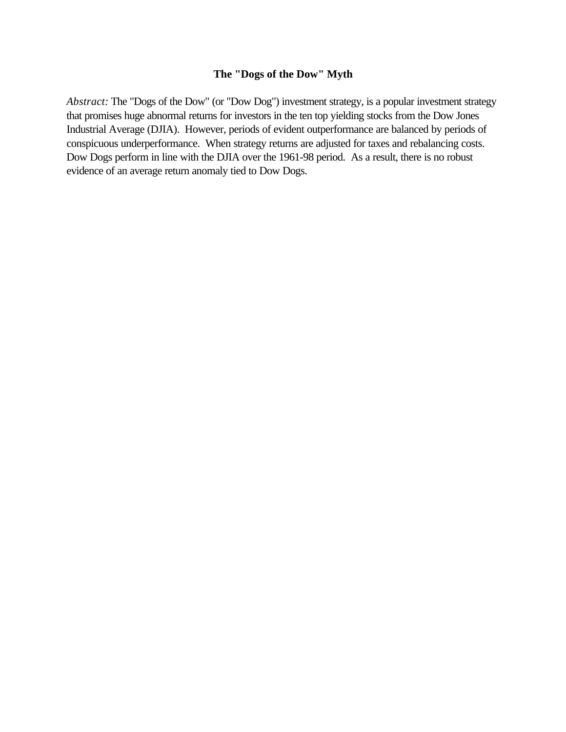# The "Dogs of the Dow" Myth

*Abstract:* The "Dogs of the Dow" (or "Dow Dog") investment strategy, is a popular investment strategy that promises huge abnormal returns for investors in the ten top yielding stocks from the Dow Jones Industrial Average (DJIA). However, periods of evident outperformance are balanced by periods of conspicuous underperformance. When strategy returns are adjusted for taxes and rebalancing costs. Dow Dogs perform in line with the DJIA over the 1961-98 period. As a result, there is no robust evidence of an average return anomaly tied to Dow Dogs.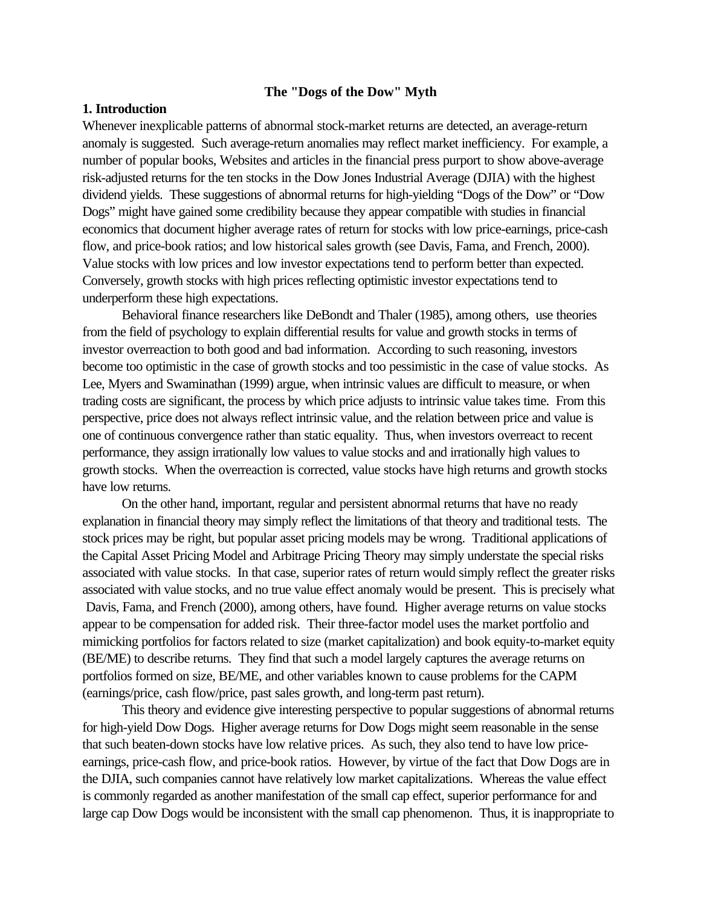# The "Dogs of the Dow" Myth

## 1. Introduction

Whenever inexplicable patterns of abnormal stock-market returns are detected, an average-return anomaly is suggested. Such average-return anomalies may reflect market inefficiency. For example, a number of popular books, Websites and articles in the financial press purport to show above-average risk-adjusted returns for the ten stocks in the Dow Jones Industrial Average (DJIA) with the highest dividend yields. These suggestions of abnormal returns for high-yielding "Dogs of the Dow" or "Dow Dogs" might have gained some credibility because they appear compatible with studies in financial economics that document higher average rates of return for stocks with low price-earnings, price-cash flow, and price-book ratios; and low historical sales growth (see Davis, Fama, and French, 2000). Value stocks with low prices and low investor expectations tend to perform better than expected. Conversely, growth stocks with high prices reflecting optimistic investor expectations tend to underperform these high expectations.

Behavioral finance researchers like DeBondt and Thaler (1985), among others, use theories from the field of psychology to explain differential results for value and growth stocks in terms of investor overreaction to both good and bad information. According to such reasoning, investors become too optimistic in the case of growth stocks and too pessimistic in the case of value stocks. As Lee, Myers and Swaminathan (1999) argue, when intrinsic values are difficult to measure, or when trading costs are significant, the process by which price adjusts to intrinsic value takes time. From this perspective, price does not always reflect intrinsic value, and the relation between price and value is one of continuous convergence rather than static equality. Thus, when investors overreact to recent performance, they assign irrationally low values to value stocks and and irrationally high values to growth stocks. When the overreaction is corrected, value stocks have high returns and growth stocks have low returns.

On the other hand, important, regular and persistent abnormal returns that have no ready explanation in financial theory may simply reflect the limitations of that theory and traditional tests. The stock prices may be right, but popular asset pricing models may be wrong. Traditional applications of the Capital Asset Pricing Model and Arbitrage Pricing Theory may simply understate the special risks associated with value stocks. In that case, superior rates of return would simply reflect the greater risks associated with value stocks, and no true value effect anomaly would be present. This is precisely what Davis, Fama, and French (2000), among others, have found. Higher average returns on value stocks appear to be compensation for added risk. Their three-factor model uses the market portfolio and mimicking portfolios for factors related to size (market capitalization) and book equity-to-market equity (BE/ME) to describe returns. They find that such a model largely captures the average returns on portfolios formed on size, BE/ME, and other variables known to cause problems for the CAPM (earnings/price, cash flow/price, past sales growth, and long-term past return).

This theory and evidence give interesting perspective to popular suggestions of abnormal returns for high-yield Dow Dogs. Higher average returns for Dow Dogs might seem reasonable in the sense that such beaten-down stocks have low relative prices. As such, they also tend to have low price-earnings, price-cash flow, and price-book ratios. However, by virtue of the fact that Dow Dogs are in the DJIA, such companies cannot have relatively low market capitalizations. Whereas the value effect is commonly regarded as another manifestation of the small cap effect, superior performance for and large cap Dow Dogs would be inconsistent with the small cap phenomenon. Thus, it is inappropriate to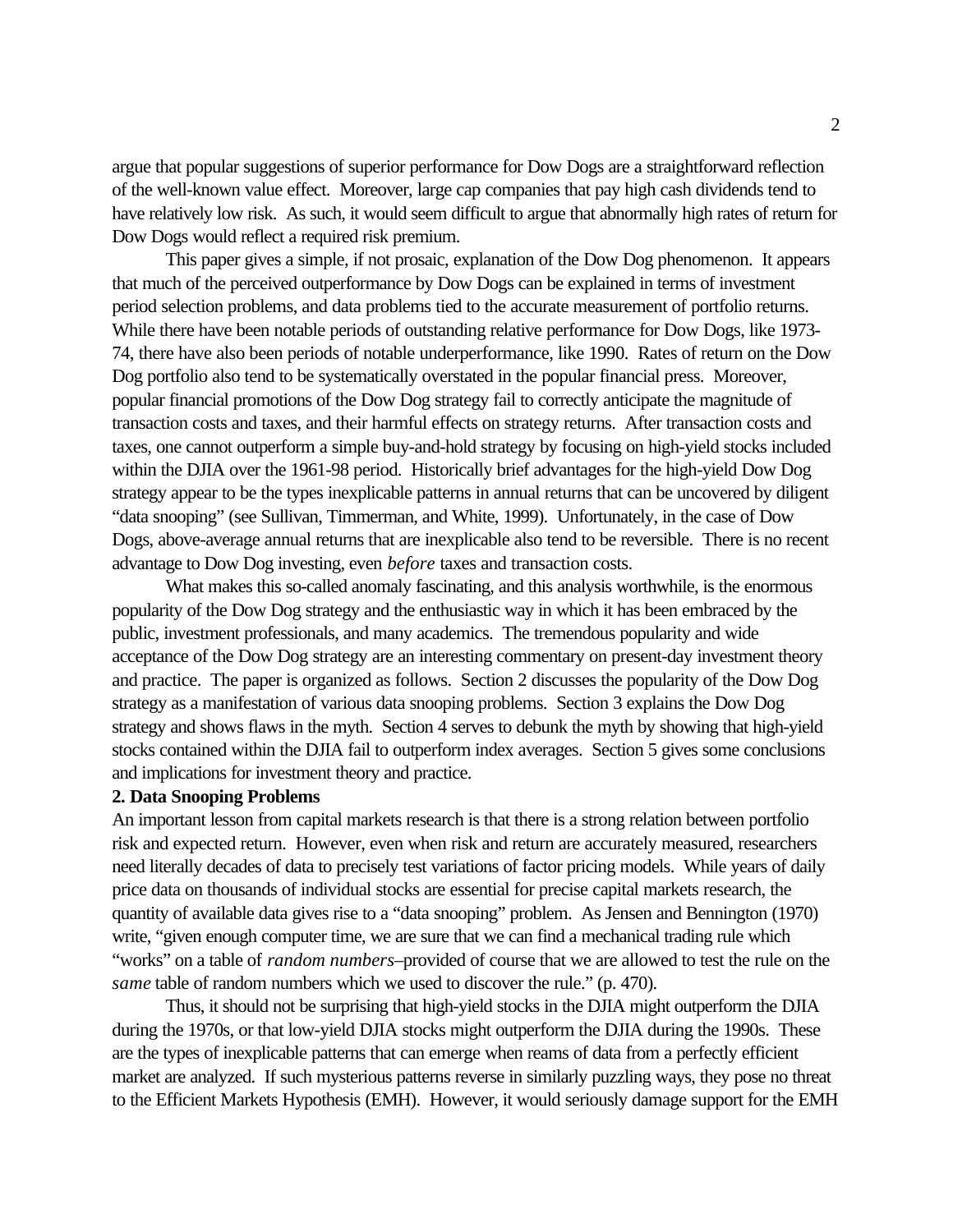argue that popular suggestions of superior performance for Dow Dogs are a straightforward reflection of the well-known value effect. Moreover, large cap companies that pay high cash dividends tend to have relatively low risk. As such, it would seem difficult to argue that abnormally high rates of return for Dow Dogs would reflect a required risk premium.

This paper gives a simple, if not prosaic, explanation of the Dow Dog phenomenon. It appears that much of the perceived outperformance by Dow Dogs can be explained in terms of investment period selection problems, and data problems tied to the accurate measurement of portfolio returns. While there have been notable periods of outstanding relative performance for Dow Dogs, like 1973-74, there have also been periods of notable underperformance, like 1990. Rates of return on the Dow Dog portfolio also tend to be systematically overstated in the popular financial press. Moreover, popular financial promotions of the Dow Dog strategy fail to correctly anticipate the magnitude of transaction costs and taxes, and their harmful effects on strategy returns. After transaction costs and taxes, one cannot outperform a simple buy-and-hold strategy by focusing on high-yield stocks included within the DJIA over the 1961-98 period. Historically brief advantages for the high-yield Dow Dog strategy appear to be the types inexplicable patterns in annual returns that can be uncovered by diligent "data snooping" (see Sullivan, Timmerman, and White, 1999). Unfortunately, in the case of Dow Dogs, above-average annual returns that are inexplicable also tend to be reversible. There is no recent advantage to Dow Dog investing, even *before* taxes and transaction costs.

What makes this so-called anomaly fascinating, and this analysis worthwhile, is the enormous popularity of the Dow Dog strategy and the enthusiastic way in which it has been embraced by the public, investment professionals, and many academics. The tremendous popularity and wide acceptance of the Dow Dog strategy are an interesting commentary on present-day investment theory and practice. The paper is organized as follows. Section 2 discusses the popularity of the Dow Dog strategy as a manifestation of various data snooping problems. Section 3 explains the Dow Dog strategy and shows flaws in the myth. Section 4 serves to debunk the myth by showing that high-yield stocks contained within the DJIA fail to outperform index averages. Section 5 gives some conclusions and implications for investment theory and practice.

## 2. Data Snooping Problems

An important lesson from capital markets research is that there is a strong relation between portfolio risk and expected return. However, even when risk and return are accurately measured, researchers need literally decades of data to precisely test variations of factor pricing models. While years of daily price data on thousands of individual stocks are essential for precise capital markets research, the quantity of available data gives rise to a "data snooping" problem. As Jensen and Bennington (1970) write, "given enough computer time, we are sure that we can find a mechanical trading rule which "works" on a table of *random numbers*–provided of course that we are allowed to test the rule on the *same* table of random numbers which we used to discover the rule." (p. 470).

Thus, it should not be surprising that high-yield stocks in the DJIA might outperform the DJIA during the 1970s, or that low-yield DJIA stocks might outperform the DJIA during the 1990s. These are the types of inexplicable patterns that can emerge when reams of data from a perfectly efficient market are analyzed. If such mysterious patterns reverse in similarly puzzling ways, they pose no threat to the Efficient Markets Hypothesis (EMH). However, it would seriously damage support for the EMH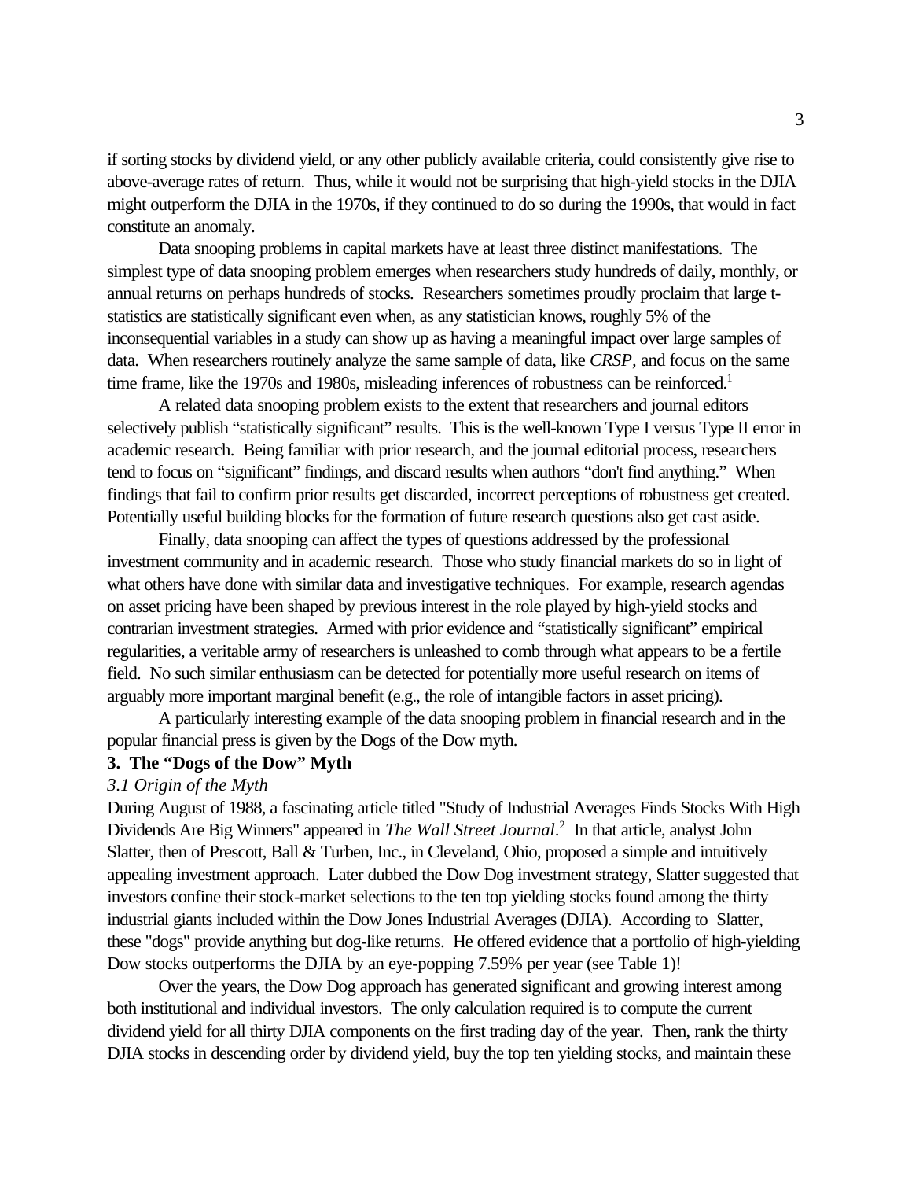if sorting stocks by dividend yield, or any other publicly available criteria, could consistently give rise to above-average rates of return. Thus, while it would not be surprising that high-yield stocks in the DJIA might outperform the DJIA in the 1970s, if they continued to do so during the 1990s, that would in fact constitute an anomaly.

Data snooping problems in capital markets have at least three distinct manifestations. The simplest type of data snooping problem emerges when researchers study hundreds of daily, monthly, or annual returns on perhaps hundreds of stocks. Researchers sometimes proudly proclaim that large t-statistics are statistically significant even when, as any statistician knows, roughly 5% of the inconsequential variables in a study can show up as having a meaningful impact over large samples of data. When researchers routinely analyze the same sample of data, like *CRSP*, and focus on the same time frame, like the 1970s and 1980s, misleading inferences of robustness can be reinforced.[1]

A related data snooping problem exists to the extent that researchers and journal editors selectively publish "statistically significant" results. This is the well-known Type I versus Type II error in academic research. Being familiar with prior research, and the journal editorial process, researchers tend to focus on "significant" findings, and discard results when authors "don't find anything." When findings that fail to confirm prior results get discarded, incorrect perceptions of robustness get created. Potentially useful building blocks for the formation of future research questions also get cast aside.

Finally, data snooping can affect the types of questions addressed by the professional investment community and in academic research. Those who study financial markets do so in light of what others have done with similar data and investigative techniques. For example, research agendas on asset pricing have been shaped by previous interest in the role played by high-yield stocks and contrarian investment strategies. Armed with prior evidence and "statistically significant" empirical regularities, a veritable army of researchers is unleashed to comb through what appears to be a fertile field. No such similar enthusiasm can be detected for potentially more useful research on items of arguably more important marginal benefit (e.g., the role of intangible factors in asset pricing).

A particularly interesting example of the data snooping problem in financial research and in the popular financial press is given by the Dogs of the Dow myth.

## 3. The "Dogs of the Dow" Myth

### *3.1 Origin of the Myth*

During August of 1988, a fascinating article titled "Study of Industrial Averages Finds Stocks With High Dividends Are Big Winners" appeared in *The Wall Street Journal*.[2] In that article, analyst John Slatter, then of Prescott, Ball & Turben, Inc., in Cleveland, Ohio, proposed a simple and intuitively appealing investment approach. Later dubbed the Dow Dog investment strategy, Slatter suggested that investors confine their stock-market selections to the ten top yielding stocks found among the thirty industrial giants included within the Dow Jones Industrial Averages (DJIA). According to Slatter, these "dogs" provide anything but dog-like returns. He offered evidence that a portfolio of high-yielding Dow stocks outperforms the DJIA by an eye-popping 7.59% per year (see Table 1)!

Over the years, the Dow Dog approach has generated significant and growing interest among both institutional and individual investors. The only calculation required is to compute the current dividend yield for all thirty DJIA components on the first trading day of the year. Then, rank the thirty DJIA stocks in descending order by dividend yield, buy the top ten yielding stocks, and maintain these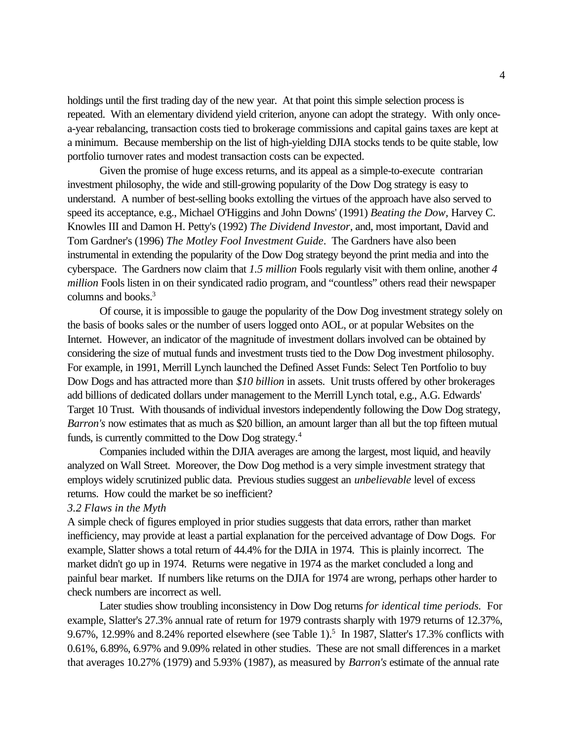holdings until the first trading day of the new year. At that point this simple selection process is repeated. With an elementary dividend yield criterion, anyone can adopt the strategy. With only once-a-year rebalancing, transaction costs tied to brokerage commissions and capital gains taxes are kept at a minimum. Because membership on the list of high-yielding DJIA stocks tends to be quite stable, low portfolio turnover rates and modest transaction costs can be expected.

Given the promise of huge excess returns, and its appeal as a simple-to-execute contrarian investment philosophy, the wide and still-growing popularity of the Dow Dog strategy is easy to understand. A number of best-selling books extolling the virtues of the approach have also served to speed its acceptance, e.g., Michael O'Higgins and John Downs' (1991) *Beating the Dow*, Harvey C. Knowles III and Damon H. Petty's (1992) *The Dividend Investor*, and, most important, David and Tom Gardner's (1996) *The Motley Fool Investment Guide*. The Gardners have also been instrumental in extending the popularity of the Dow Dog strategy beyond the print media and into the cyberspace. The Gardners now claim that *1.5 million* Fools regularly visit with them online, another *4 million* Fools listen in on their syndicated radio program, and "countless" others read their newspaper columns and books.[3]

Of course, it is impossible to gauge the popularity of the Dow Dog investment strategy solely on the basis of books sales or the number of users logged onto AOL, or at popular Websites on the Internet. However, an indicator of the magnitude of investment dollars involved can be obtained by considering the size of mutual funds and investment trusts tied to the Dow Dog investment philosophy. For example, in 1991, Merrill Lynch launched the Defined Asset Funds: Select Ten Portfolio to buy Dow Dogs and has attracted more than *$10 billion* in assets. Unit trusts offered by other brokerages add billions of dedicated dollars under management to the Merrill Lynch total, e.g., A.G. Edwards' Target 10 Trust. With thousands of individual investors independently following the Dow Dog strategy, *Barron's* now estimates that as much as $20 billion, an amount larger than all but the top fifteen mutual funds, is currently committed to the Dow Dog strategy.[4]

Companies included within the DJIA averages are among the largest, most liquid, and heavily analyzed on Wall Street. Moreover, the Dow Dog method is a very simple investment strategy that employs widely scrutinized public data. Previous studies suggest an *unbelievable* level of excess returns. How could the market be so inefficient?

### *3.2 Flaws in the Myth*

A simple check of figures employed in prior studies suggests that data errors, rather than market inefficiency, may provide at least a partial explanation for the perceived advantage of Dow Dogs. For example, Slatter shows a total return of 44.4% for the DJIA in 1974. This is plainly incorrect. The market didn't go up in 1974. Returns were negative in 1974 as the market concluded a long and painful bear market. If numbers like returns on the DJIA for 1974 are wrong, perhaps other harder to check numbers are incorrect as well.

Later studies show troubling inconsistency in Dow Dog returns *for identical time periods*. For example, Slatter's 27.3% annual rate of return for 1979 contrasts sharply with 1979 returns of 12.37%, 9.67%, 12.99% and 8.24% reported elsewhere (see Table 1).[5] In 1987, Slatter's 17.3% conflicts with 0.61%, 6.89%, 6.97% and 9.09% related in other studies. These are not small differences in a market that averages 10.27% (1979) and 5.93% (1987), as measured by *Barron's* estimate of the annual rate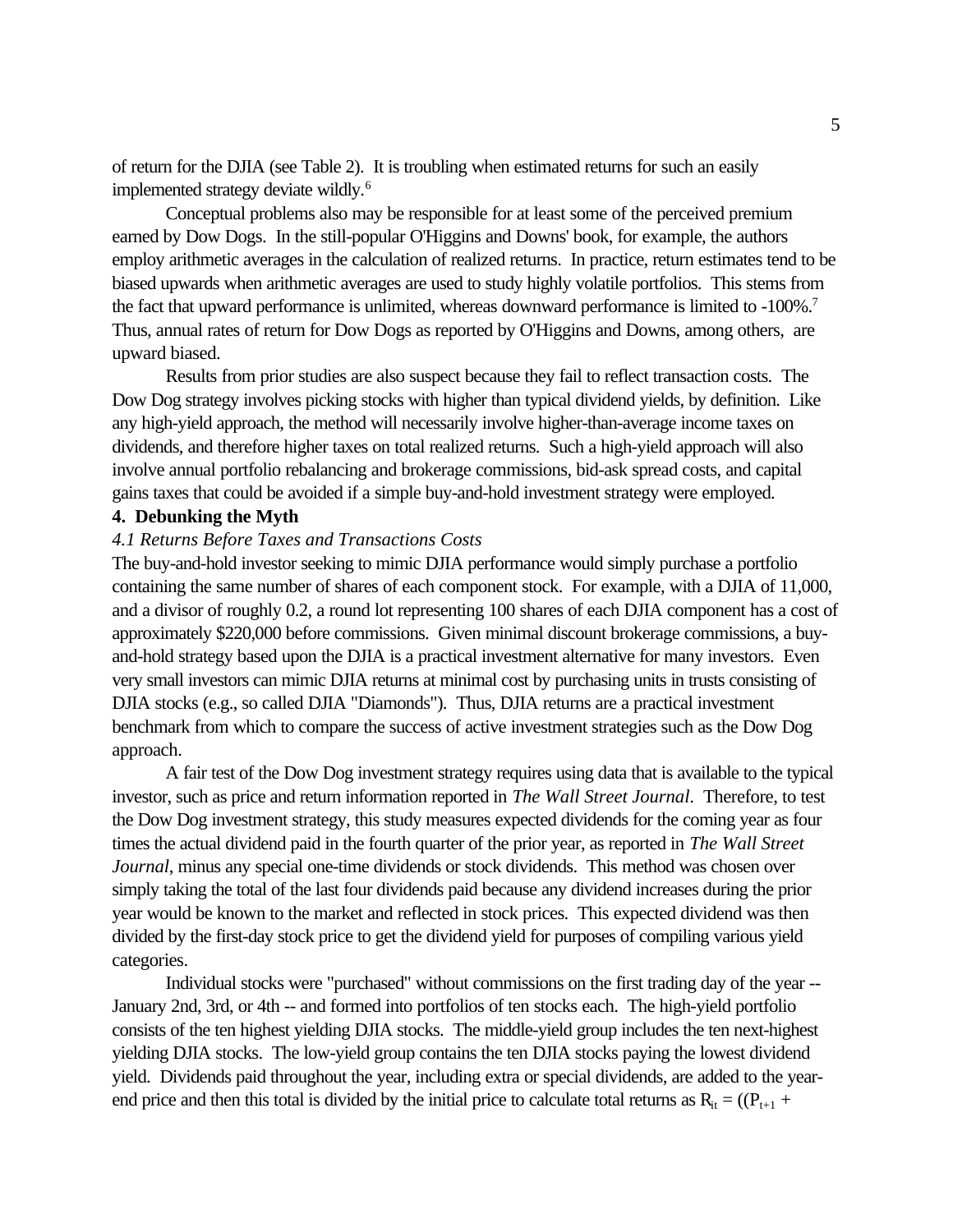of return for the DJIA (see Table 2). It is troubling when estimated returns for such an easily implemented strategy deviate wildly.[6]

Conceptual problems also may be responsible for at least some of the perceived premium earned by Dow Dogs. In the still-popular O'Higgins and Downs' book, for example, the authors employ arithmetic averages in the calculation of realized returns. In practice, return estimates tend to be biased upwards when arithmetic averages are used to study highly volatile portfolios. This stems from the fact that upward performance is unlimited, whereas downward performance is limited to -100%.[7] Thus, annual rates of return for Dow Dogs as reported by O'Higgins and Downs, among others, are upward biased.

Results from prior studies are also suspect because they fail to reflect transaction costs. The Dow Dog strategy involves picking stocks with higher than typical dividend yields, by definition. Like any high-yield approach, the method will necessarily involve higher-than-average income taxes on dividends, and therefore higher taxes on total realized returns. Such a high-yield approach will also involve annual portfolio rebalancing and brokerage commissions, bid-ask spread costs, and capital gains taxes that could be avoided if a simple buy-and-hold investment strategy were employed.

## 4. Debunking the Myth

### *4.1 Returns Before Taxes and Transactions Costs*

The buy-and-hold investor seeking to mimic DJIA performance would simply purchase a portfolio containing the same number of shares of each component stock. For example, with a DJIA of 11,000, and a divisor of roughly 0.2, a round lot representing 100 shares of each DJIA component has a cost of approximately $220,000 before commissions. Given minimal discount brokerage commissions, a buy-and-hold strategy based upon the DJIA is a practical investment alternative for many investors. Even very small investors can mimic DJIA returns at minimal cost by purchasing units in trusts consisting of DJIA stocks (e.g., so called DJIA "Diamonds"). Thus, DJIA returns are a practical investment benchmark from which to compare the success of active investment strategies such as the Dow Dog approach.

A fair test of the Dow Dog investment strategy requires using data that is available to the typical investor, such as price and return information reported in *The Wall Street Journal*. Therefore, to test the Dow Dog investment strategy, this study measures expected dividends for the coming year as four times the actual dividend paid in the fourth quarter of the prior year, as reported in *The Wall Street Journal*, minus any special one-time dividends or stock dividends. This method was chosen over simply taking the total of the last four dividends paid because any dividend increases during the prior year would be known to the market and reflected in stock prices. This expected dividend was then divided by the first-day stock price to get the dividend yield for purposes of compiling various yield categories.

Individual stocks were "purchased" without commissions on the first trading day of the year -- January 2nd, 3rd, or 4th -- and formed into portfolios of ten stocks each. The high-yield portfolio consists of the ten highest yielding DJIA stocks. The middle-yield group includes the ten next-highest yielding DJIA stocks. The low-yield group contains the ten DJIA stocks paying the lowest dividend yield. Dividends paid throughout the year, including extra or special dividends, are added to the year-end price and then this total is divided by the initial price to calculate total returns as $R_{it} = ((P_{t+1} +$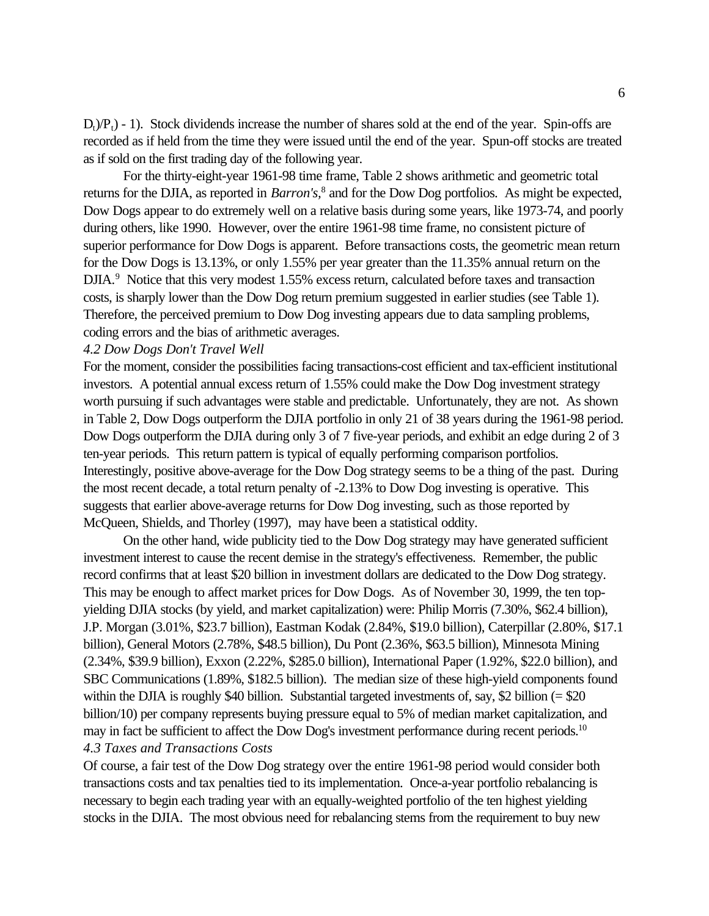$D_t)/P_t) - 1)$. Stock dividends increase the number of shares sold at the end of the year. Spin-offs are recorded as if held from the time they were issued until the end of the year. Spun-off stocks are treated as if sold on the first trading day of the following year.

For the thirty-eight-year 1961-98 time frame, Table 2 shows arithmetic and geometric total returns for the DJIA, as reported in *Barron's*,[8] and for the Dow Dog portfolios. As might be expected, Dow Dogs appear to do extremely well on a relative basis during some years, like 1973-74, and poorly during others, like 1990. However, over the entire 1961-98 time frame, no consistent picture of superior performance for Dow Dogs is apparent. Before transactions costs, the geometric mean return for the Dow Dogs is 13.13%, or only 1.55% per year greater than the 11.35% annual return on the DJIA.[9] Notice that this very modest 1.55% excess return, calculated before taxes and transaction costs, is sharply lower than the Dow Dog return premium suggested in earlier studies (see Table 1). Therefore, the perceived premium to Dow Dog investing appears due to data sampling problems, coding errors and the bias of arithmetic averages.

*4.2 Dow Dogs Don't Travel Well*

For the moment, consider the possibilities facing transactions-cost efficient and tax-efficient institutional investors. A potential annual excess return of 1.55% could make the Dow Dog investment strategy worth pursuing if such advantages were stable and predictable. Unfortunately, they are not. As shown in Table 2, Dow Dogs outperform the DJIA portfolio in only 21 of 38 years during the 1961-98 period. Dow Dogs outperform the DJIA during only 3 of 7 five-year periods, and exhibit an edge during 2 of 3 ten-year periods. This return pattern is typical of equally performing comparison portfolios. Interestingly, positive above-average for the Dow Dog strategy seems to be a thing of the past. During the most recent decade, a total return penalty of -2.13% to Dow Dog investing is operative. This suggests that earlier above-average returns for Dow Dog investing, such as those reported by McQueen, Shields, and Thorley (1997), may have been a statistical oddity.

On the other hand, wide publicity tied to the Dow Dog strategy may have generated sufficient investment interest to cause the recent demise in the strategy's effectiveness. Remember, the public record confirms that at least $20 billion in investment dollars are dedicated to the Dow Dog strategy. This may be enough to affect market prices for Dow Dogs. As of November 30, 1999, the ten top-yielding DJIA stocks (by yield, and market capitalization) were: Philip Morris (7.30%, $62.4 billion), J.P. Morgan (3.01%, $23.7 billion), Eastman Kodak (2.84%, $19.0 billion), Caterpillar (2.80%, $17.1 billion), General Motors (2.78%, $48.5 billion), Du Pont (2.36%, $63.5 billion), Minnesota Mining (2.34%, $39.9 billion), Exxon (2.22%, $285.0 billion), International Paper (1.92%, $22.0 billion), and SBC Communications (1.89%, $182.5 billion). The median size of these high-yield components found within the DJIA is roughly $40 billion. Substantial targeted investments of, say, $2 billion (= $20 billion/10) per company represents buying pressure equal to 5% of median market capitalization, and may in fact be sufficient to affect the Dow Dog's investment performance during recent periods.[10]

*4.3 Taxes and Transactions Costs*

Of course, a fair test of the Dow Dog strategy over the entire 1961-98 period would consider both transactions costs and tax penalties tied to its implementation. Once-a-year portfolio rebalancing is necessary to begin each trading year with an equally-weighted portfolio of the ten highest yielding stocks in the DJIA. The most obvious need for rebalancing stems from the requirement to buy new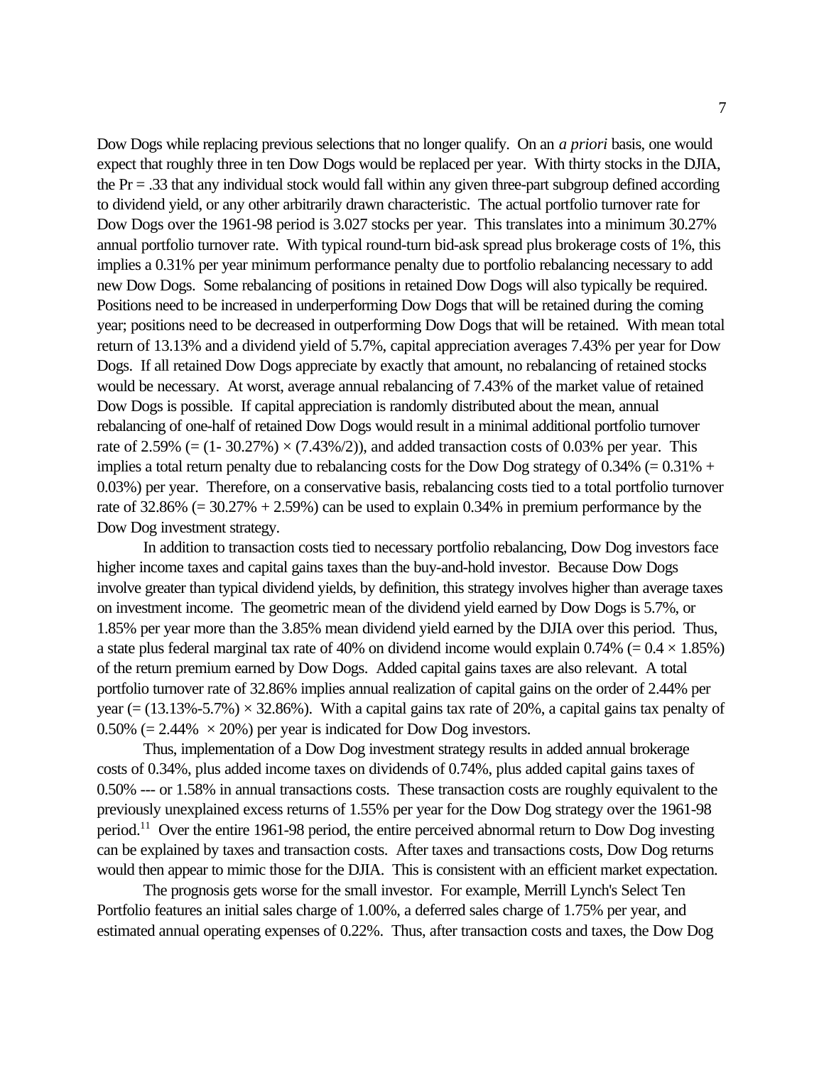Dow Dogs while replacing previous selections that no longer qualify. On an *a priori* basis, one would expect that roughly three in ten Dow Dogs would be replaced per year. With thirty stocks in the DJIA, the Pr = .33 that any individual stock would fall within any given three-part subgroup defined according to dividend yield, or any other arbitrarily drawn characteristic. The actual portfolio turnover rate for Dow Dogs over the 1961-98 period is 3.027 stocks per year. This translates into a minimum 30.27% annual portfolio turnover rate. With typical round-turn bid-ask spread plus brokerage costs of 1%, this implies a 0.31% per year minimum performance penalty due to portfolio rebalancing necessary to add new Dow Dogs. Some rebalancing of positions in retained Dow Dogs will also typically be required. Positions need to be increased in underperforming Dow Dogs that will be retained during the coming year; positions need to be decreased in outperforming Dow Dogs that will be retained. With mean total return of 13.13% and a dividend yield of 5.7%, capital appreciation averages 7.43% per year for Dow Dogs. If all retained Dow Dogs appreciate by exactly that amount, no rebalancing of retained stocks would be necessary. At worst, average annual rebalancing of 7.43% of the market value of retained Dow Dogs is possible. If capital appreciation is randomly distributed about the mean, annual rebalancing of one-half of retained Dow Dogs would result in a minimal additional portfolio turnover rate of 2.59% (= (1- 30.27%) × (7.43%/2)), and added transaction costs of 0.03% per year. This implies a total return penalty due to rebalancing costs for the Dow Dog strategy of 0.34% (= 0.31% + 0.03%) per year. Therefore, on a conservative basis, rebalancing costs tied to a total portfolio turnover rate of 32.86% (= 30.27% + 2.59%) can be used to explain 0.34% in premium performance by the Dow Dog investment strategy.

In addition to transaction costs tied to necessary portfolio rebalancing, Dow Dog investors face higher income taxes and capital gains taxes than the buy-and-hold investor. Because Dow Dogs involve greater than typical dividend yields, by definition, this strategy involves higher than average taxes on investment income. The geometric mean of the dividend yield earned by Dow Dogs is 5.7%, or 1.85% per year more than the 3.85% mean dividend yield earned by the DJIA over this period. Thus, a state plus federal marginal tax rate of 40% on dividend income would explain 0.74% (= 0.4 × 1.85%) of the return premium earned by Dow Dogs. Added capital gains taxes are also relevant. A total portfolio turnover rate of 32.86% implies annual realization of capital gains on the order of 2.44% per year (= (13.13%-5.7%) × 32.86%). With a capital gains tax rate of 20%, a capital gains tax penalty of 0.50% (= 2.44% × 20%) per year is indicated for Dow Dog investors.

Thus, implementation of a Dow Dog investment strategy results in added annual brokerage costs of 0.34%, plus added income taxes on dividends of 0.74%, plus added capital gains taxes of 0.50% --- or 1.58% in annual transactions costs. These transaction costs are roughly equivalent to the previously unexplained excess returns of 1.55% per year for the Dow Dog strategy over the 1961-98 period.[11] Over the entire 1961-98 period, the entire perceived abnormal return to Dow Dog investing can be explained by taxes and transaction costs. After taxes and transactions costs, Dow Dog returns would then appear to mimic those for the DJIA. This is consistent with an efficient market expectation.

The prognosis gets worse for the small investor. For example, Merrill Lynch's Select Ten Portfolio features an initial sales charge of 1.00%, a deferred sales charge of 1.75% per year, and estimated annual operating expenses of 0.22%. Thus, after transaction costs and taxes, the Dow Dog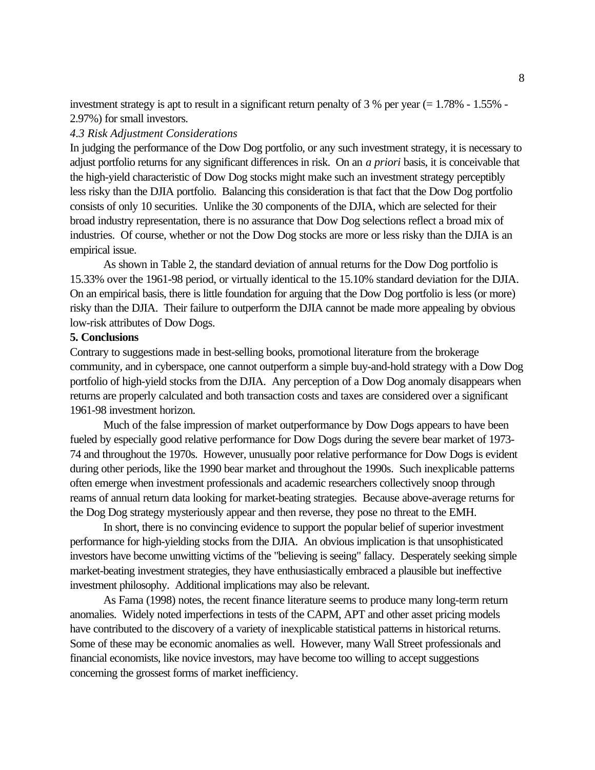investment strategy is apt to result in a significant return penalty of 3 % per year (= 1.78% - 1.55% - 2.97%) for small investors.

*4.3 Risk Adjustment Considerations*

In judging the performance of the Dow Dog portfolio, or any such investment strategy, it is necessary to adjust portfolio returns for any significant differences in risk. On an *a priori* basis, it is conceivable that the high-yield characteristic of Dow Dog stocks might make such an investment strategy perceptibly less risky than the DJIA portfolio. Balancing this consideration is that fact that the Dow Dog portfolio consists of only 10 securities. Unlike the 30 components of the DJIA, which are selected for their broad industry representation, there is no assurance that Dow Dog selections reflect a broad mix of industries. Of course, whether or not the Dow Dog stocks are more or less risky than the DJIA is an empirical issue.

As shown in Table 2, the standard deviation of annual returns for the Dow Dog portfolio is 15.33% over the 1961-98 period, or virtually identical to the 15.10% standard deviation for the DJIA. On an empirical basis, there is little foundation for arguing that the Dow Dog portfolio is less (or more) risky than the DJIA. Their failure to outperform the DJIA cannot be made more appealing by obvious low-risk attributes of Dow Dogs.

**5. Conclusions**

Contrary to suggestions made in best-selling books, promotional literature from the brokerage community, and in cyberspace, one cannot outperform a simple buy-and-hold strategy with a Dow Dog portfolio of high-yield stocks from the DJIA. Any perception of a Dow Dog anomaly disappears when returns are properly calculated and both transaction costs and taxes are considered over a significant 1961-98 investment horizon.

Much of the false impression of market outperformance by Dow Dogs appears to have been fueled by especially good relative performance for Dow Dogs during the severe bear market of 1973-74 and throughout the 1970s. However, unusually poor relative performance for Dow Dogs is evident during other periods, like the 1990 bear market and throughout the 1990s. Such inexplicable patterns often emerge when investment professionals and academic researchers collectively snoop through reams of annual return data looking for market-beating strategies. Because above-average returns for the Dog Dog strategy mysteriously appear and then reverse, they pose no threat to the EMH.

In short, there is no convincing evidence to support the popular belief of superior investment performance for high-yielding stocks from the DJIA. An obvious implication is that unsophisticated investors have become unwitting victims of the "believing is seeing" fallacy. Desperately seeking simple market-beating investment strategies, they have enthusiastically embraced a plausible but ineffective investment philosophy. Additional implications may also be relevant.

As Fama (1998) notes, the recent finance literature seems to produce many long-term return anomalies. Widely noted imperfections in tests of the CAPM, APT and other asset pricing models have contributed to the discovery of a variety of inexplicable statistical patterns in historical returns. Some of these may be economic anomalies as well. However, many Wall Street professionals and financial economists, like novice investors, may have become too willing to accept suggestions concerning the grossest forms of market inefficiency.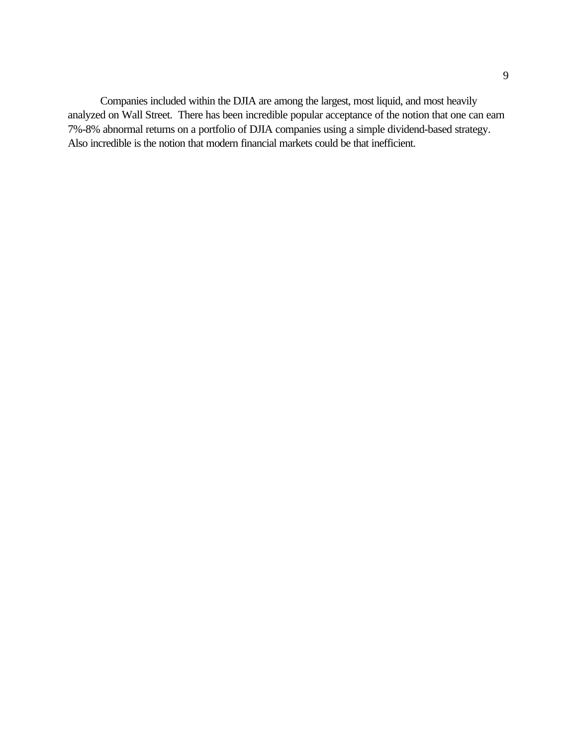Companies included within the DJIA are among the largest, most liquid, and most heavily analyzed on Wall Street. There has been incredible popular acceptance of the notion that one can earn 7%-8% abnormal returns on a portfolio of DJIA companies using a simple dividend-based strategy. Also incredible is the notion that modern financial markets could be that inefficient.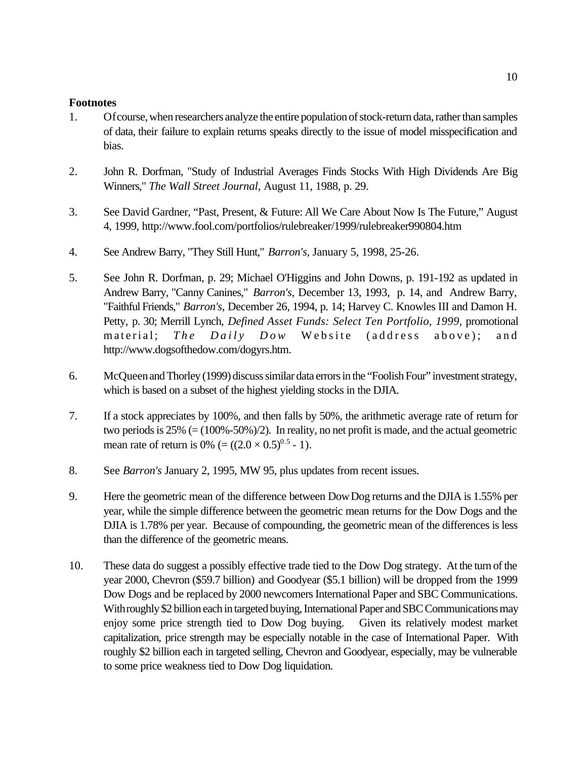**Footnotes**

1. Of course, when researchers analyze the entire population of stock-return data, rather than samples of data, their failure to explain returns speaks directly to the issue of model misspecification and bias.

2. John R. Dorfman, "Study of Industrial Averages Finds Stocks With High Dividends Are Big Winners," *The Wall Street Journal*, August 11, 1988, p. 29.

3. See David Gardner, "Past, Present, & Future: All We Care About Now Is The Future," August 4, 1999, http://www.fool.com/portfolios/rulebreaker/1999/rulebreaker990804.htm

4. See Andrew Barry, "They Still Hunt," *Barron's*, January 5, 1998, 25-26.

5. See John R. Dorfman, p. 29; Michael O'Higgins and John Downs, p. 191-192 as updated in Andrew Barry, "Canny Canines," *Barron's*, December 13, 1993, p. 14, and Andrew Barry, "Faithful Friends," *Barron's*, December 26, 1994, p. 14; Harvey C. Knowles III and Damon H. Petty, p. 30; Merrill Lynch, *Defined Asset Funds: Select Ten Portfolio, 1999*, promotional material; *The Daily Dow* Website (address above); and http://www.dogsofthedow.com/dogyrs.htm.

6. McQueen and Thorley (1999) discuss similar data errors in the "Foolish Four" investment strategy, which is based on a subset of the highest yielding stocks in the DJIA.

7. If a stock appreciates by 100%, and then falls by 50%, the arithmetic average rate of return for two periods is 25% (= (100%-50%)/2). In reality, no net profit is made, and the actual geometric mean rate of return is 0% (= $((2.0 \times 0.5)^{0.5} - 1)$).

8. See *Barron's* January 2, 1995, MW 95, plus updates from recent issues.

9. Here the geometric mean of the difference between Dow Dog returns and the DJIA is 1.55% per year, while the simple difference between the geometric mean returns for the Dow Dogs and the DJIA is 1.78% per year. Because of compounding, the geometric mean of the differences is less than the difference of the geometric means.

10. These data do suggest a possibly effective trade tied to the Dow Dog strategy. At the turn of the year 2000, Chevron ($59.7 billion) and Goodyear ($5.1 billion) will be dropped from the 1999 Dow Dogs and be replaced by 2000 newcomers International Paper and SBC Communications. With roughly $2 billion each in targeted buying, International Paper and SBC Communications may enjoy some price strength tied to Dow Dog buying. Given its relatively modest market capitalization, price strength may be especially notable in the case of International Paper. With roughly $2 billion each in targeted selling, Chevron and Goodyear, especially, may be vulnerable to some price weakness tied to Dow Dog liquidation.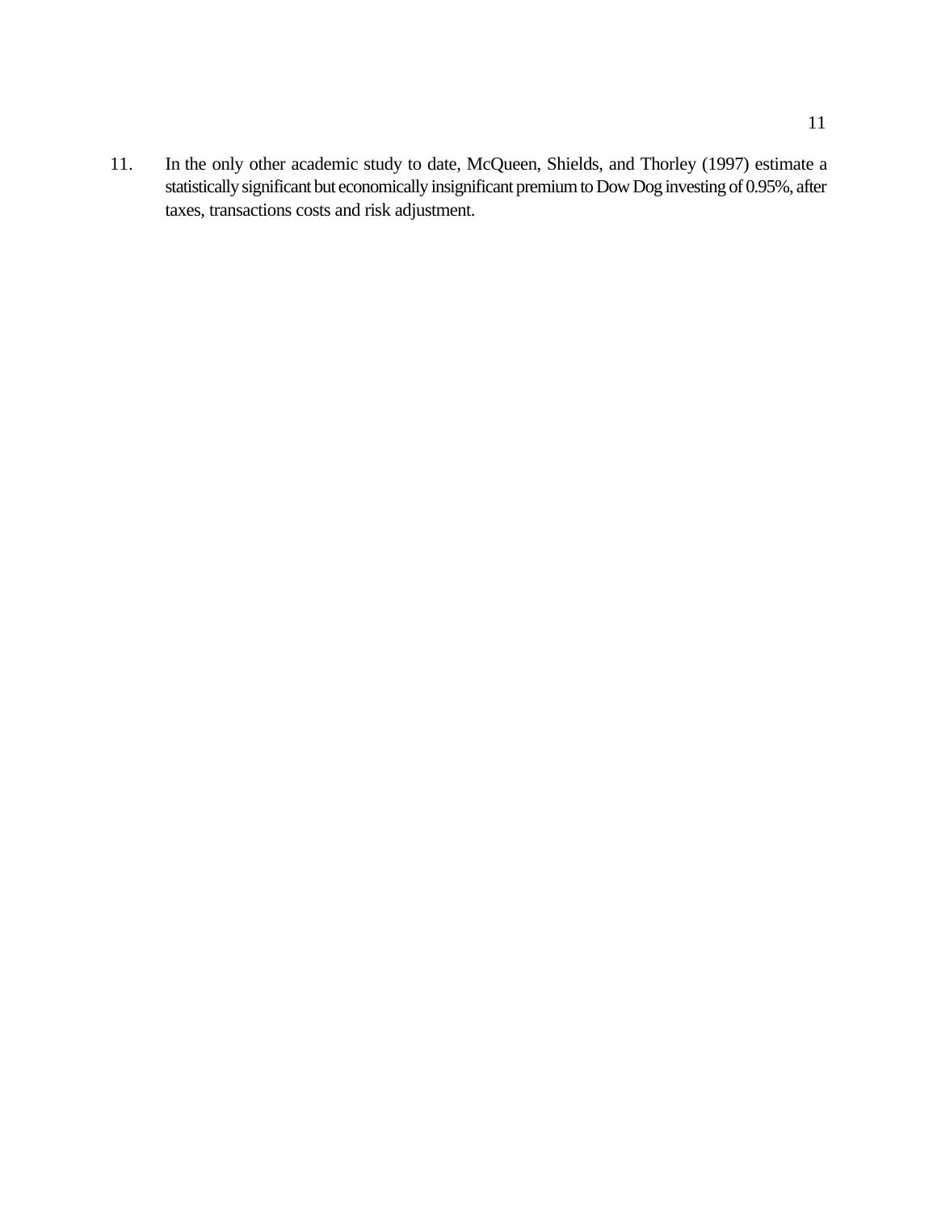11. In the only other academic study to date, McQueen, Shields, and Thorley (1997) estimate a statistically significant but economically insignificant premium to Dow Dog investing of 0.95%, after taxes, transactions costs and risk adjustment.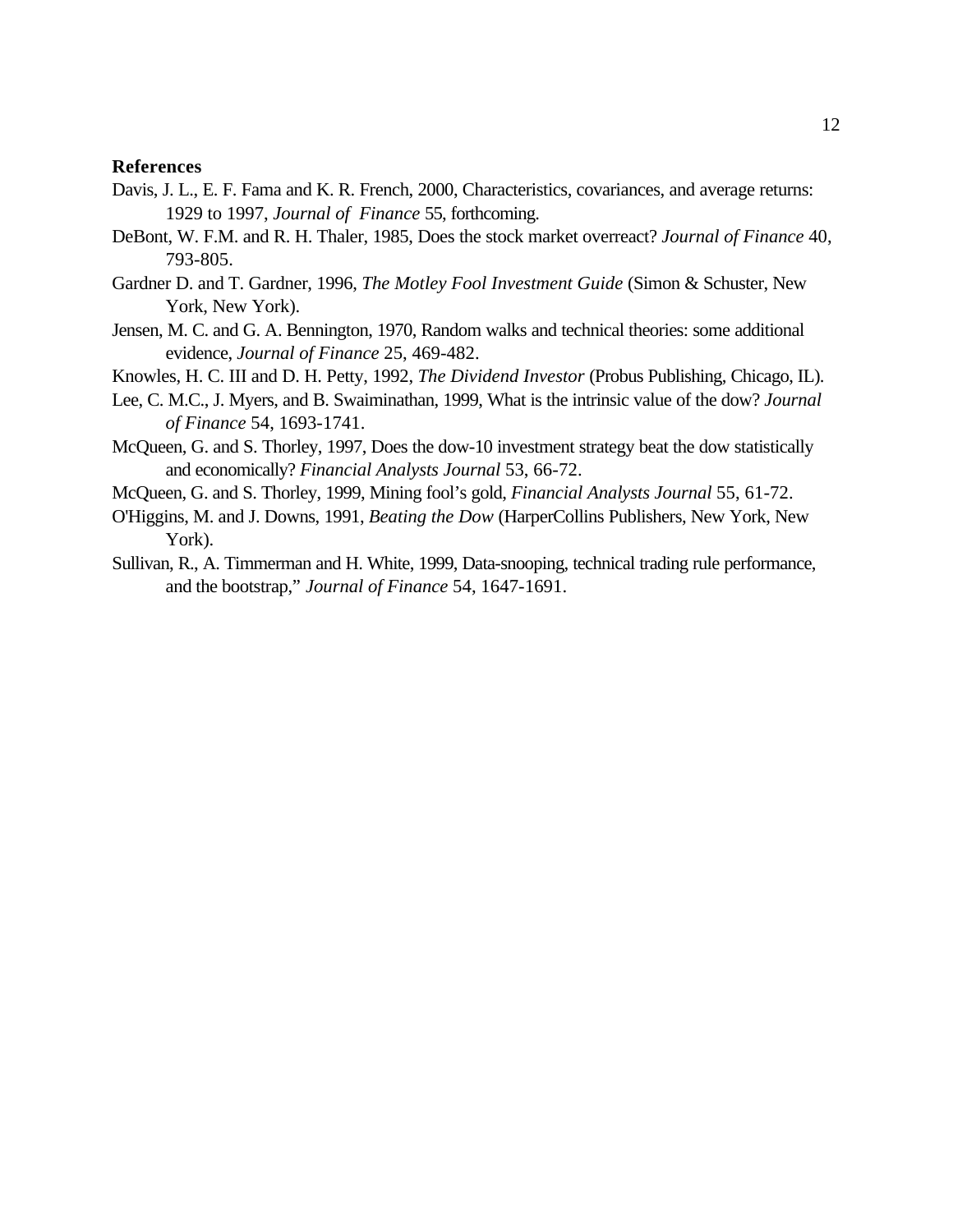**References**

Davis, J. L., E. F. Fama and K. R. French, 2000, Characteristics, covariances, and average returns: 1929 to 1997, *Journal of Finance* 55, forthcoming.

DeBont, W. F.M. and R. H. Thaler, 1985, Does the stock market overreact? *Journal of Finance* 40, 793-805.

Gardner D. and T. Gardner, 1996, *The Motley Fool Investment Guide* (Simon & Schuster, New York, New York).

Jensen, M. C. and G. A. Bennington, 1970, Random walks and technical theories: some additional evidence, *Journal of Finance* 25, 469-482.

Knowles, H. C. III and D. H. Petty, 1992, *The Dividend Investor* (Probus Publishing, Chicago, IL).

Lee, C. M.C., J. Myers, and B. Swaiminathan, 1999, What is the intrinsic value of the dow? *Journal of Finance* 54, 1693-1741.

McQueen, G. and S. Thorley, 1997, Does the dow-10 investment strategy beat the dow statistically and economically? *Financial Analysts Journal* 53, 66-72.

McQueen, G. and S. Thorley, 1999, Mining fool's gold, *Financial Analysts Journal* 55, 61-72.

O'Higgins, M. and J. Downs, 1991, *Beating the Dow* (HarperCollins Publishers, New York, New York).

Sullivan, R., A. Timmerman and H. White, 1999, Data-snooping, technical trading rule performance, and the bootstrap," *Journal of Finance* 54, 1647-1691.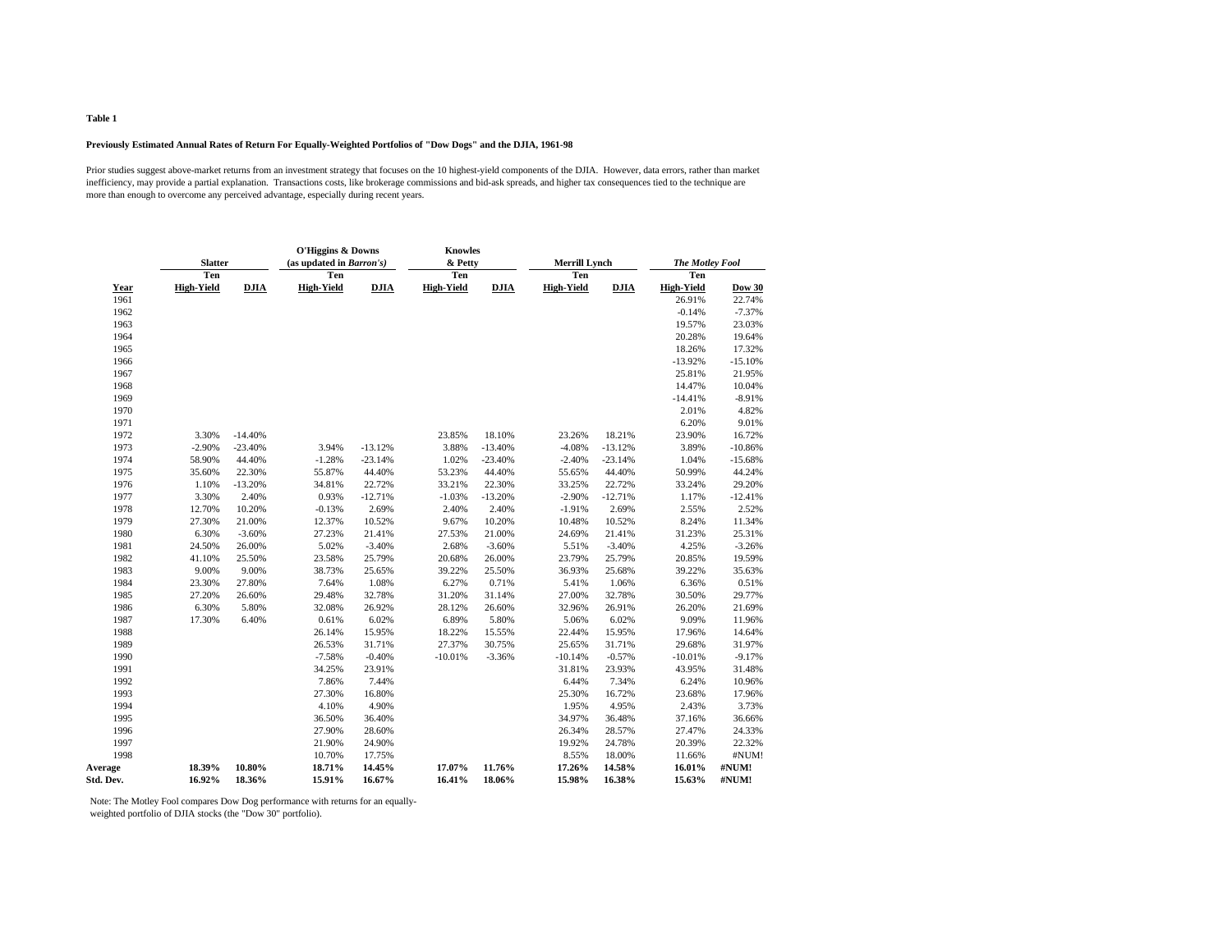**Table 1**

**Previously Estimated Annual Rates of Return For Equally-Weighted Portfolios of "Dow Dogs" and the DJIA, 1961-98**

Prior studies suggest above-market returns from an investment strategy that focuses on the 10 highest-yield components of the DJIA. However, data errors, rather than market inefficiency, may provide a partial explanation. Transactions costs, like brokerage commissions and bid-ask spreads, and higher tax consequences tied to the technique are more than enough to overcome any perceived advantage, especially during recent years.

| | **Slatter** | | **O'Higgins & Downs (as updated in *Barron's*)** | | **Knowles & Petty** | | **Merrill Lynch** | | ***The Motley Fool*** | |
|---|---|---|---|---|---|---|---|---|---|---|
| **Year** | **Ten High-Yield** | **DJIA** | **Ten High-Yield** | **DJIA** | **Ten High-Yield** | **DJIA** | **Ten High-Yield** | **DJIA** | **Ten High-Yield** | **Dow 30** |
| 1961 | | | | | | | | | 26.91% | 22.74% |
| 1962 | | | | | | | | | -0.14% | -7.37% |
| 1963 | | | | | | | | | 19.57% | 23.03% |
| 1964 | | | | | | | | | 20.28% | 19.64% |
| 1965 | | | | | | | | | 18.26% | 17.32% |
| 1966 | | | | | | | | | -13.92% | -15.10% |
| 1967 | | | | | | | | | 25.81% | 21.95% |
| 1968 | | | | | | | | | 14.47% | 10.04% |
| 1969 | | | | | | | | | -14.41% | -8.91% |
| 1970 | | | | | | | | | 2.01% | 4.82% |
| 1971 | | | | | | | | | 6.20% | 9.01% |
| 1972 | 3.30% | -14.40% | | | 23.85% | 18.10% | 23.26% | 18.21% | 23.90% | 16.72% |
| 1973 | -2.90% | -23.40% | 3.94% | -13.12% | 3.88% | -13.40% | -4.08% | -13.12% | 3.89% | -10.86% |
| 1974 | 58.90% | 44.40% | -1.28% | -23.14% | 1.02% | -23.40% | -2.40% | -23.14% | 1.04% | -15.68% |
| 1975 | 35.60% | 22.30% | 55.87% | 44.40% | 53.23% | 44.40% | 55.65% | 44.40% | 50.99% | 44.24% |
| 1976 | 1.10% | -13.20% | 34.81% | 22.72% | 33.21% | 22.30% | 33.25% | 22.72% | 33.24% | 29.20% |
| 1977 | 3.30% | 2.40% | 0.93% | -12.71% | -1.03% | -13.20% | -2.90% | -12.71% | 1.17% | -12.41% |
| 1978 | 12.70% | 10.20% | -0.13% | 2.69% | 2.40% | 2.40% | -1.91% | 2.69% | 2.55% | 2.52% |
| 1979 | 27.30% | 21.00% | 12.37% | 10.52% | 9.67% | 10.20% | 10.48% | 10.52% | 8.24% | 11.34% |
| 1980 | 6.30% | -3.60% | 27.23% | 21.41% | 27.53% | 21.00% | 24.69% | 21.41% | 31.23% | 25.31% |
| 1981 | 24.50% | 26.00% | 5.02% | -3.40% | 2.68% | -3.60% | 5.51% | -3.40% | 4.25% | -3.26% |
| 1982 | 41.10% | 25.50% | 23.58% | 25.79% | 20.68% | 26.00% | 23.79% | 25.79% | 20.85% | 19.59% |
| 1983 | 9.00% | 9.00% | 38.73% | 25.65% | 39.22% | 25.50% | 36.93% | 25.68% | 39.22% | 35.63% |
| 1984 | 23.30% | 27.80% | 7.64% | 1.08% | 6.27% | 0.71% | 5.41% | 1.06% | 6.36% | 0.51% |
| 1985 | 27.20% | 26.60% | 29.48% | 32.78% | 31.20% | 31.14% | 27.00% | 32.78% | 30.50% | 29.77% |
| 1986 | 6.30% | 5.80% | 32.08% | 26.92% | 28.12% | 26.60% | 32.96% | 26.91% | 26.20% | 21.69% |
| 1987 | 17.30% | 6.40% | 0.61% | 6.02% | 6.89% | 5.80% | 5.06% | 6.02% | 9.09% | 11.96% |
| 1988 | | | 26.14% | 15.95% | 18.22% | 15.55% | 22.44% | 15.95% | 17.96% | 14.64% |
| 1989 | | | 26.53% | 31.71% | 27.37% | 30.75% | 25.65% | 31.71% | 29.68% | 31.97% |
| 1990 | | | -7.58% | -0.40% | -10.01% | -3.36% | -10.14% | -0.57% | -10.01% | -9.17% |
| 1991 | | | 34.25% | 23.91% | | | 31.81% | 23.93% | 43.95% | 31.48% |
| 1992 | | | 7.86% | 7.44% | | | 6.44% | 7.34% | 6.24% | 10.96% |
| 1993 | | | 27.30% | 16.80% | | | 25.30% | 16.72% | 23.68% | 17.96% |
| 1994 | | | 4.10% | 4.90% | | | 1.95% | 4.95% | 2.43% | 3.73% |
| 1995 | | | 36.50% | 36.40% | | | 34.97% | 36.48% | 37.16% | 36.66% |
| 1996 | | | 27.90% | 28.60% | | | 26.34% | 28.57% | 27.47% | 24.33% |
| 1997 | | | 21.90% | 24.90% | | | 19.92% | 24.78% | 20.39% | 22.32% |
| 1998 | | | 10.70% | 17.75% | | | 8.55% | 18.00% | 11.66% | #NUM! |
| **Average** | **18.39%** | **10.80%** | **18.71%** | **14.45%** | **17.07%** | **11.76%** | **17.26%** | **14.58%** | **16.01%** | **#NUM!** |
| **Std. Dev.** | **16.92%** | **18.36%** | **15.91%** | **16.67%** | **16.41%** | **18.06%** | **15.98%** | **16.38%** | **15.63%** | **#NUM!** |

Note: The Motley Fool compares Dow Dog performance with returns for an equally-weighted portfolio of DJIA stocks (the "Dow 30" portfolio).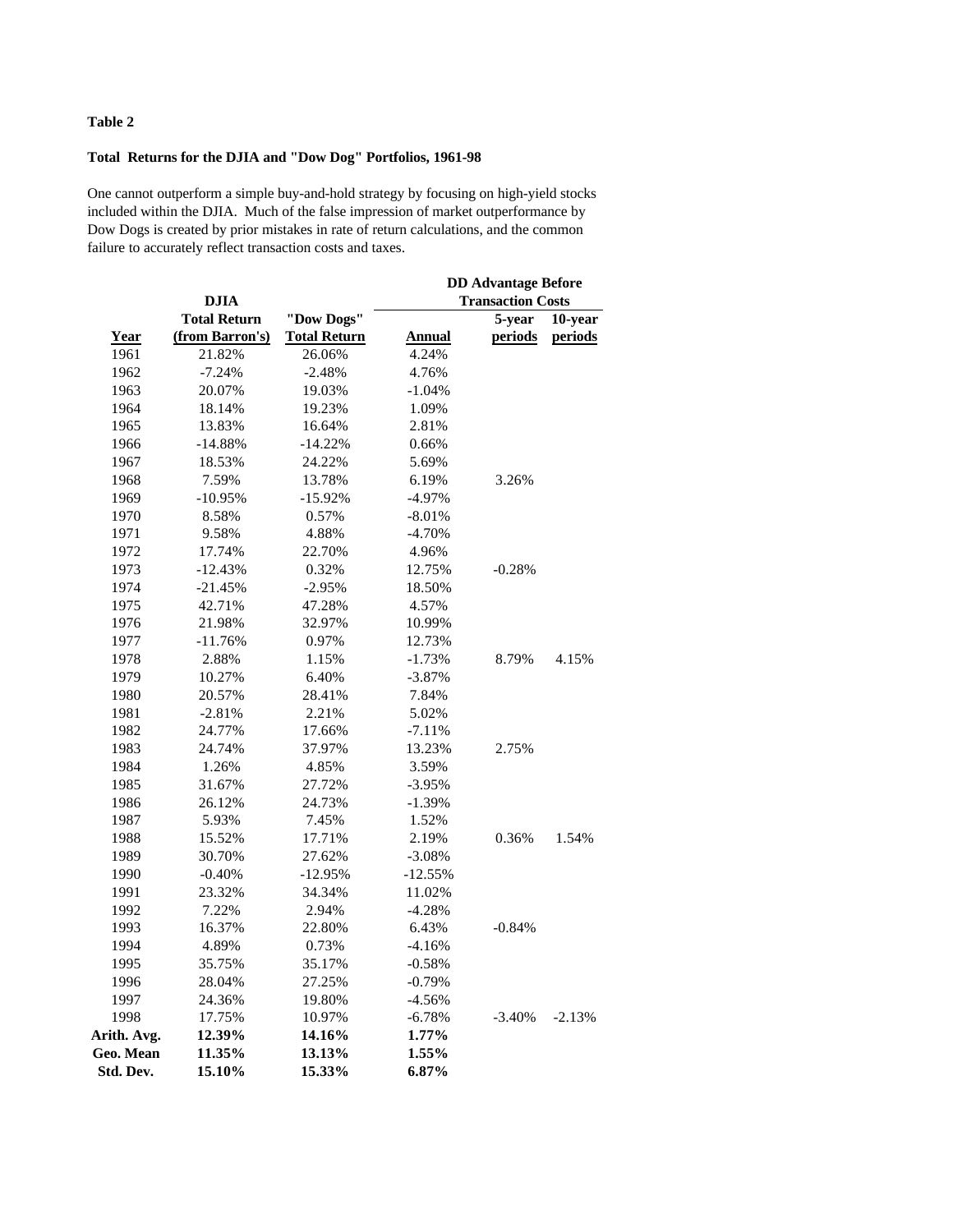**Table 2**

**Total Returns for the DJIA and "Dow Dog" Portfolios, 1961-98**

One cannot outperform a simple buy-and-hold strategy by focusing on high-yield stocks included within the DJIA. Much of the false impression of market outperformance by Dow Dogs is created by prior mistakes in rate of return calculations, and the common failure to accurately reflect transaction costs and taxes.

| | DJIA | | DD Advantage Before Transaction Costs | | |
|---|---|---|---|---|---|
| **Year** | **Total Return (from Barron's)** | **"Dow Dogs" Total Return** | **Annual** | **5-year periods** | **10-year periods** |
| 1961 | 21.82% | 26.06% | 4.24% | | |
| 1962 | -7.24% | -2.48% | 4.76% | | |
| 1963 | 20.07% | 19.03% | -1.04% | | |
| 1964 | 18.14% | 19.23% | 1.09% | | |
| 1965 | 13.83% | 16.64% | 2.81% | | |
| 1966 | -14.88% | -14.22% | 0.66% | | |
| 1967 | 18.53% | 24.22% | 5.69% | | |
| 1968 | 7.59% | 13.78% | 6.19% | 3.26% | |
| 1969 | -10.95% | -15.92% | -4.97% | | |
| 1970 | 8.58% | 0.57% | -8.01% | | |
| 1971 | 9.58% | 4.88% | -4.70% | | |
| 1972 | 17.74% | 22.70% | 4.96% | | |
| 1973 | -12.43% | 0.32% | 12.75% | -0.28% | |
| 1974 | -21.45% | -2.95% | 18.50% | | |
| 1975 | 42.71% | 47.28% | 4.57% | | |
| 1976 | 21.98% | 32.97% | 10.99% | | |
| 1977 | -11.76% | 0.97% | 12.73% | | |
| 1978 | 2.88% | 1.15% | -1.73% | 8.79% | 4.15% |
| 1979 | 10.27% | 6.40% | -3.87% | | |
| 1980 | 20.57% | 28.41% | 7.84% | | |
| 1981 | -2.81% | 2.21% | 5.02% | | |
| 1982 | 24.77% | 17.66% | -7.11% | | |
| 1983 | 24.74% | 37.97% | 13.23% | 2.75% | |
| 1984 | 1.26% | 4.85% | 3.59% | | |
| 1985 | 31.67% | 27.72% | -3.95% | | |
| 1986 | 26.12% | 24.73% | -1.39% | | |
| 1987 | 5.93% | 7.45% | 1.52% | | |
| 1988 | 15.52% | 17.71% | 2.19% | 0.36% | 1.54% |
| 1989 | 30.70% | 27.62% | -3.08% | | |
| 1990 | -0.40% | -12.95% | -12.55% | | |
| 1991 | 23.32% | 34.34% | 11.02% | | |
| 1992 | 7.22% | 2.94% | -4.28% | | |
| 1993 | 16.37% | 22.80% | 6.43% | -0.84% | |
| 1994 | 4.89% | 0.73% | -4.16% | | |
| 1995 | 35.75% | 35.17% | -0.58% | | |
| 1996 | 28.04% | 27.25% | -0.79% | | |
| 1997 | 24.36% | 19.80% | -4.56% | | |
| 1998 | 17.75% | 10.97% | -6.78% | -3.40% | -2.13% |
| **Arith. Avg.** | **12.39%** | **14.16%** | **1.77%** | | |
| **Geo. Mean** | **11.35%** | **13.13%** | **1.55%** | | |
| **Std. Dev.** | **15.10%** | **15.33%** | **6.87%** | | |